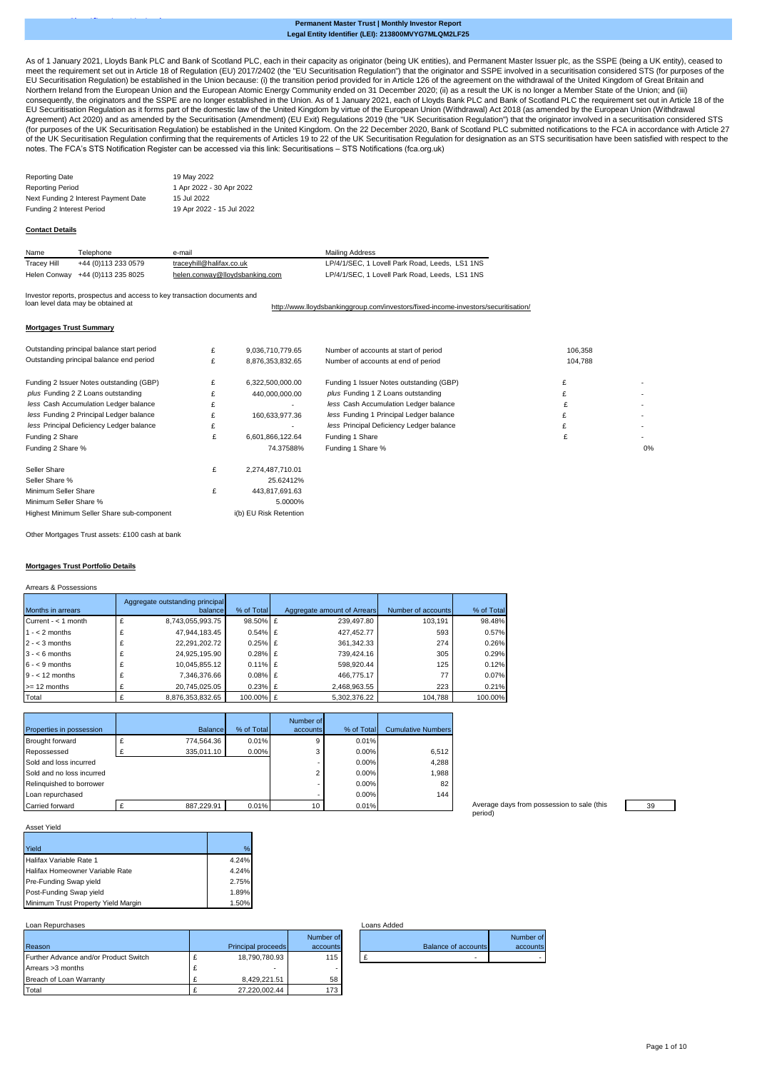**Permanent Master Trust | Monthly Investor Report**
**Legal Entity Identifier (LEI): 213800MVYG7MLQM2LF25**

As of 1 January 2021, Lloyds Bank PLC and Bank of Scotland PLC, each in their capacity as originator (being UK entities), and Permanent Master Issuer plc, as the SSPE (being a UK entity), ceased to meet the requirement set out in Article 18 of Regulation (EU) 2017/2402 (the "EU Securitisation Regulation") that the originator and SSPE involved in a securitisation considered STS (for purposes of the EU Securitisation Regulation) be established in the Union because: (i) the transition period provided for in Article 126 of the agreement on the withdrawal of the United Kingdom of Great Britain and Northern Ireland from the European Union and the European Atomic Energy Community ended on 31 December 2020; (ii) as a result the UK is no longer a Member State of the Union; and (iii) consequently, the originators and the SSPE are no longer established in the Union. As of 1 January 2021, each of Lloyds Bank PLC and Bank of Scotland PLC the requirement set out in Article 18 of the EU Securitisation Regulation as it forms part of the domestic law of the United Kingdom by virtue of the European Union (Withdrawal) Act 2018 (as amended by the European Union (Withdrawal Agreement) Act 2020) and as amended by the Securitisation (Amendment) (EU Exit) Regulations 2019 (the "UK Securitisation Regulation") that the originator involved in a securitisation considered STS (for purposes of the UK Securitisation Regulation) be established in the United Kingdom. On the 22 December 2020, Bank of Scotland PLC submitted notifications to the FCA in accordance with Article 27 of the UK Securitisation Regulation confirming that the requirements of Articles 19 to 22 of the UK Securitisation Regulation for designation as an STS securitisation have been satisfied with respect to the notes. The FCA's STS Notification Register can be accessed via this link: Securitisations – STS Notifications (fca.org.uk)

| | |
|---|---|
| Reporting Date | 19 May 2022 |
| Reporting Period | 1 Apr 2022 - 30 Apr 2022 |
| Next Funding 2 Interest Payment Date | 15 Jul 2022 |
| Funding 2 Interest Period | 19 Apr 2022 - 15 Jul 2022 |

**Contact Details**

| Name | Telephone | e-mail | Mailing Address |
|---|---|---|---|
| Tracey Hill | +44 (0)113 233 0579 | traceyhill@halifax.co.uk | LP/4/1/SEC, 1 Lovell Park Road, Leeds, LS1 1NS |
| Helen Conway | +44 (0)113 235 8025 | helen.conway@lloydsbanking.com | LP/4/1/SEC, 1 Lovell Park Road, Leeds, LS1 1NS |

Investor reports, prospectus and access to key transaction documents and loan level data may be obtained at http://www.lloydsbankinggroup.com/investors/fixed-income-investors/securitisation/

**Mortgages Trust Summary**

| | | | | | |
|---|---|---|---|---|---|
| Outstanding principal balance start period | £ | 9,036,710,779.65 | Number of accounts at start of period | | 106,358 |
| Outstanding principal balance end period | £ | 8,876,353,832.65 | Number of accounts at end of period | | 104,788 |
| Funding 2 Issuer Notes outstanding (GBP) | £ | 6,322,500,000.00 | Funding 1 Issuer Notes outstanding (GBP) | £ | - |
| *plus* Funding 2 Z Loans outstanding | £ | 440,000,000.00 | *plus* Funding 1 Z Loans outstanding | £ | - |
| *less* Cash Accumulation Ledger balance | £ | - | *less* Cash Accumulation Ledger balance | £ | - |
| *less* Funding 2 Principal Ledger balance | £ | 160,633,977.36 | *less* Funding 1 Principal Ledger balance | £ | - |
| *less* Principal Deficiency Ledger balance | £ | - | *less* Principal Deficiency Ledger balance | £ | - |
| Funding 2 Share | £ | 6,601,866,122.64 | Funding 1 Share | £ | - |
| Funding 2 Share % | | 74.37588% | Funding 1 Share % | | 0% |
| Seller Share | £ | 2,274,487,710.01 | | | |
| Seller Share % | | 25.62412% | | | |
| Minimum Seller Share | £ | 443,817,691.63 | | | |
| Minimum Seller Share % | | 5.0000% | | | |
| Highest Minimum Seller Share sub-component | | i(b) EU Risk Retention | | | |

Other Mortgages Trust assets: £100 cash at bank

**Mortgages Trust Portfolio Details**

Arrears & Possessions

| Months in arrears | | Aggregate outstanding principal balance | % of Total | | Aggregate amount of Arrears | Number of accounts | % of Total |
|---|---|---|---|---|---|---|---|
| Current - < 1 month | £ | 8,743,055,993.75 | 98.50% | £ | 239,497.80 | 103,191 | 98.48% |
| 1 - < 2 months | £ | 47,944,183.45 | 0.54% | £ | 427,452.77 | 593 | 0.57% |
| 2 - < 3 months | £ | 22,291,202.72 | 0.25% | £ | 361,342.33 | 274 | 0.26% |
| 3 - < 6 months | £ | 24,925,195.90 | 0.28% | £ | 739,424.16 | 305 | 0.29% |
| 6 - < 9 months | £ | 10,045,855.12 | 0.11% | £ | 598,920.44 | 125 | 0.12% |
| 9 - < 12 months | £ | 7,346,376.66 | 0.08% | £ | 466,775.17 | 77 | 0.07% |
| >= 12 months | £ | 20,745,025.05 | 0.23% | £ | 2,468,963.55 | 223 | 0.21% |
| Total | £ | 8,876,353,832.65 | 100.00% | £ | 5,302,376.22 | 104,788 | 100.00% |

| Properties in possession | | Balance | % of Total | Number of accounts | % of Total | Cumulative Numbers |
|---|---|---|---|---|---|---|
| Brought forward | £ | 774,564.36 | 0.01% | 9 | 0.01% | |
| Repossessed | £ | 335,011.10 | 0.00% | 3 | 0.00% | 6,512 |
| Sold and loss incurred | | | | - | 0.00% | 4,288 |
| Sold and no loss incurred | | | | 2 | 0.00% | 1,988 |
| Relinquished to borrower | | | | - | 0.00% | 82 |
| Loan repurchased | | | | - | 0.00% | 144 |
| Carried forward | £ | 887,229.91 | 0.01% | 10 | 0.01% | |

Average days from possession to sale (this period): 39

Asset Yield

| Yield | % |
|---|---|
| Halifax Variable Rate 1 | 4.24% |
| Halifax Homeowner Variable Rate | 4.24% |
| Pre-Funding Swap yield | 2.75% |
| Post-Funding Swap yield | 1.89% |
| Minimum Trust Property Yield Margin | 1.50% |

Loan Repurchases

| Reason | | Principal proceeds | Number of accounts |
|---|---|---|---|
| Further Advance and/or Product Switch | £ | 18,790,780.93 | 115 |
| Arrears >3 months | £ | - | - |
| Breach of Loan Warranty | £ | 8,429,221.51 | 58 |
| Total | £ | 27,220,002.44 | 173 |

Loans Added

| | Balance of accounts | Number of accounts |
|---|---|---|
| £ | - | - |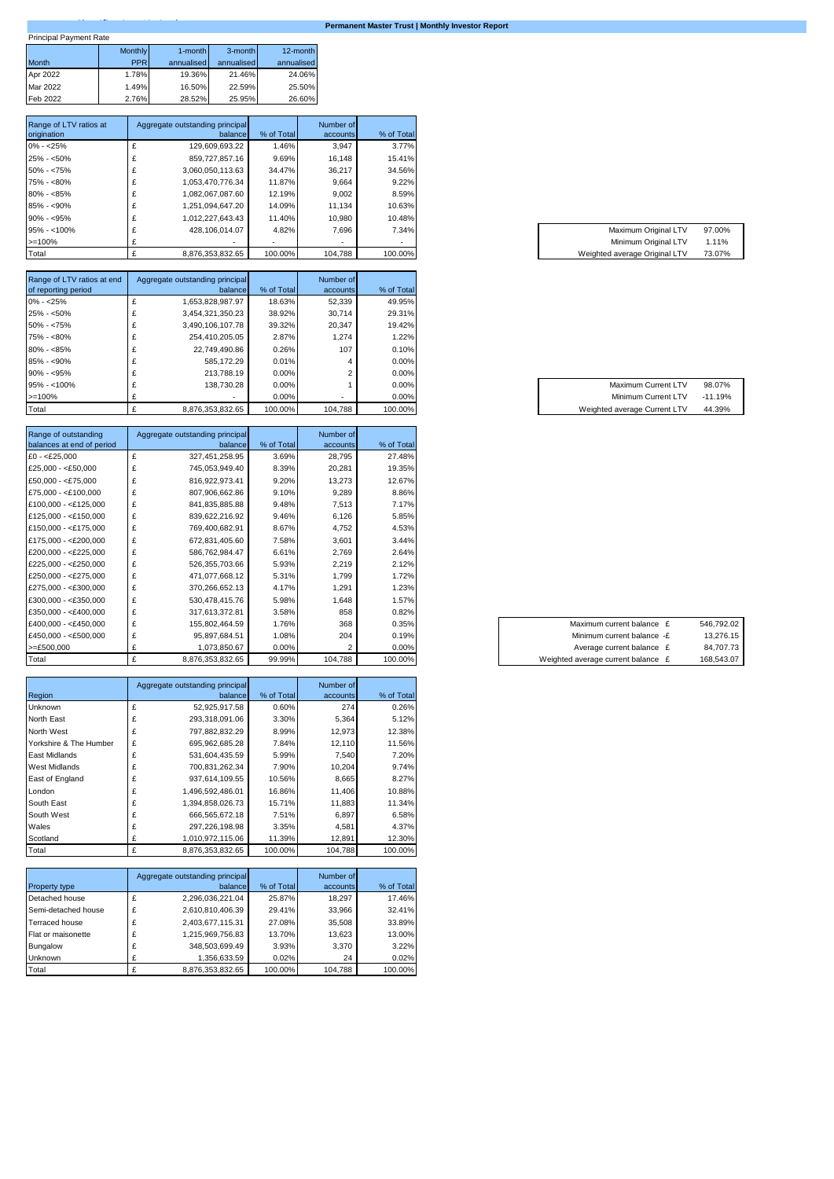Principal Payment Rate

| Month | Monthly PPR | 1-month annualised | 3-month annualised | 12-month annualised |
|---|---|---|---|---|
| Apr 2022 | 1.78% | 19.36% | 21.46% | 24.06% |
| Mar 2022 | 1.49% | 16.50% | 22.59% | 25.50% |
| Feb 2022 | 2.76% | 28.52% | 25.95% | 26.60% |

| Range of LTV ratios at origination | Aggregate outstanding principal balance | % of Total | Number of accounts | % of Total |
|---|---|---|---|---|
| 0% - <25% | £ 129,609,693.22 | 1.46% | 3,947 | 3.77% |
| 25% - <50% | £ 859,727,857.16 | 9.69% | 16,148 | 15.41% |
| 50% - <75% | £ 3,060,050,113.63 | 34.47% | 36,217 | 34.56% |
| 75% - <80% | £ 1,053,470,776.34 | 11.87% | 9,664 | 9.22% |
| 80% - <85% | £ 1,082,067,087.60 | 12.19% | 9,002 | 8.59% |
| 85% - <90% | £ 1,251,094,647.20 | 14.09% | 11,134 | 10.63% |
| 90% - <95% | £ 1,012,227,643.43 | 11.40% | 10,980 | 10.48% |
| 95% - <100% | £ 428,106,014.07 | 4.82% | 7,696 | 7.34% |
| >=100% | £ - | - | - | - |
| Total | £ 8,876,353,832.65 | 100.00% | 104,788 | 100.00% |

| | |
|---|---|
| Maximum Original LTV | 97.00% |
| Minimum Original LTV | 1.11% |
| Weighted average Original LTV | 73.07% |

| Range of LTV ratios at end of reporting period | Aggregate outstanding principal balance | % of Total | Number of accounts | % of Total |
|---|---|---|---|---|
| 0% - <25% | £ 1,653,828,987.97 | 18.63% | 52,339 | 49.95% |
| 25% - <50% | £ 3,454,321,350.23 | 38.92% | 30,714 | 29.31% |
| 50% - <75% | £ 3,490,106,107.78 | 39.32% | 20,347 | 19.42% |
| 75% - <80% | £ 254,410,205.05 | 2.87% | 1,274 | 1.22% |
| 80% - <85% | £ 22,749,490.86 | 0.26% | 107 | 0.10% |
| 85% - <90% | £ 585,172.29 | 0.01% | 4 | 0.00% |
| 90% - <95% | £ 213,788.19 | 0.00% | 2 | 0.00% |
| 95% - <100% | £ 138,730.28 | 0.00% | 1 | 0.00% |
| >=100% | £ - | 0.00% | - | 0.00% |
| Total | £ 8,876,353,832.65 | 100.00% | 104,788 | 100.00% |

| | |
|---|---|
| Maximum Current LTV | 98.07% |
| Minimum Current LTV | -11.19% |
| Weighted average Current LTV | 44.39% |

| Range of outstanding balances at end of period | Aggregate outstanding principal balance | % of Total | Number of accounts | % of Total |
|---|---|---|---|---|
| £0 - <£25,000 | £ 327,451,258.95 | 3.69% | 28,795 | 27.48% |
| £25,000 - <£50,000 | £ 745,053,949.40 | 8.39% | 20,281 | 19.35% |
| £50,000 - <£75,000 | £ 816,922,973.41 | 9.20% | 13,273 | 12.67% |
| £75,000 - <£100,000 | £ 807,906,662.86 | 9.10% | 9,289 | 8.86% |
| £100,000 - <£125,000 | £ 841,835,885.88 | 9.48% | 7,513 | 7.17% |
| £125,000 - <£150,000 | £ 839,622,216.92 | 9.46% | 6,126 | 5.85% |
| £150,000 - <£175,000 | £ 769,400,682.91 | 8.67% | 4,752 | 4.53% |
| £175,000 - <£200,000 | £ 672,831,405.60 | 7.58% | 3,601 | 3.44% |
| £200,000 - <£225,000 | £ 586,762,984.47 | 6.61% | 2,769 | 2.64% |
| £225,000 - <£250,000 | £ 526,355,703.66 | 5.93% | 2,219 | 2.12% |
| £250,000 - <£275,000 | £ 471,077,668.12 | 5.31% | 1,799 | 1.72% |
| £275,000 - <£300,000 | £ 370,266,652.13 | 4.17% | 1,291 | 1.23% |
| £300,000 - <£350,000 | £ 530,478,415.76 | 5.98% | 1,648 | 1.57% |
| £350,000 - <£400,000 | £ 317,613,372.81 | 3.58% | 858 | 0.82% |
| £400,000 - <£450,000 | £ 155,802,464.59 | 1.76% | 368 | 0.35% |
| £450,000 - <£500,000 | £ 95,897,684.51 | 1.08% | 204 | 0.19% |
| >=£500,000 | £ 1,073,850.67 | 0.00% | 2 | 0.00% |
| Total | £ 8,876,353,832.65 | 99.99% | 104,788 | 100.00% |

| | |
|---|---|
| Maximum current balance | £ 546,792.02 |
| Minimum current balance | -£ 13,276.15 |
| Average current balance | £ 84,707.73 |
| Weighted average current balance | £ 168,543.07 |

| Region | Aggregate outstanding principal balance | % of Total | Number of accounts | % of Total |
|---|---|---|---|---|
| Unknown | £ 52,925,917.58 | 0.60% | 274 | 0.26% |
| North East | £ 293,318,091.06 | 3.30% | 5,364 | 5.12% |
| North West | £ 797,882,832.29 | 8.99% | 12,973 | 12.38% |
| Yorkshire & The Humber | £ 695,962,685.28 | 7.84% | 12,110 | 11.56% |
| East Midlands | £ 531,604,435.59 | 5.99% | 7,540 | 7.20% |
| West Midlands | £ 700,831,262.34 | 7.90% | 10,204 | 9.74% |
| East of England | £ 937,614,109.55 | 10.56% | 8,665 | 8.27% |
| London | £ 1,496,592,486.01 | 16.86% | 11,406 | 10.88% |
| South East | £ 1,394,858,026.73 | 15.71% | 11,883 | 11.34% |
| South West | £ 666,565,672.18 | 7.51% | 6,897 | 6.58% |
| Wales | £ 297,226,198.98 | 3.35% | 4,581 | 4.37% |
| Scotland | £ 1,010,972,115.06 | 11.39% | 12,891 | 12.30% |
| Total | £ 8,876,353,832.65 | 100.00% | 104,788 | 100.00% |

| Property type | Aggregate outstanding principal balance | % of Total | Number of accounts | % of Total |
|---|---|---|---|---|
| Detached house | £ 2,296,036,221.04 | 25.87% | 18,297 | 17.46% |
| Semi-detached house | £ 2,610,810,406.39 | 29.41% | 33,966 | 32.41% |
| Terraced house | £ 2,403,677,115.31 | 27.08% | 35,508 | 33.89% |
| Flat or maisonette | £ 1,215,969,756.83 | 13.70% | 13,623 | 13.00% |
| Bungalow | £ 348,503,699.49 | 3.93% | 3,370 | 3.22% |
| Unknown | £ 1,356,633.59 | 0.02% | 24 | 0.02% |
| Total | £ 8,876,353,832.65 | 100.00% | 104,788 | 100.00% |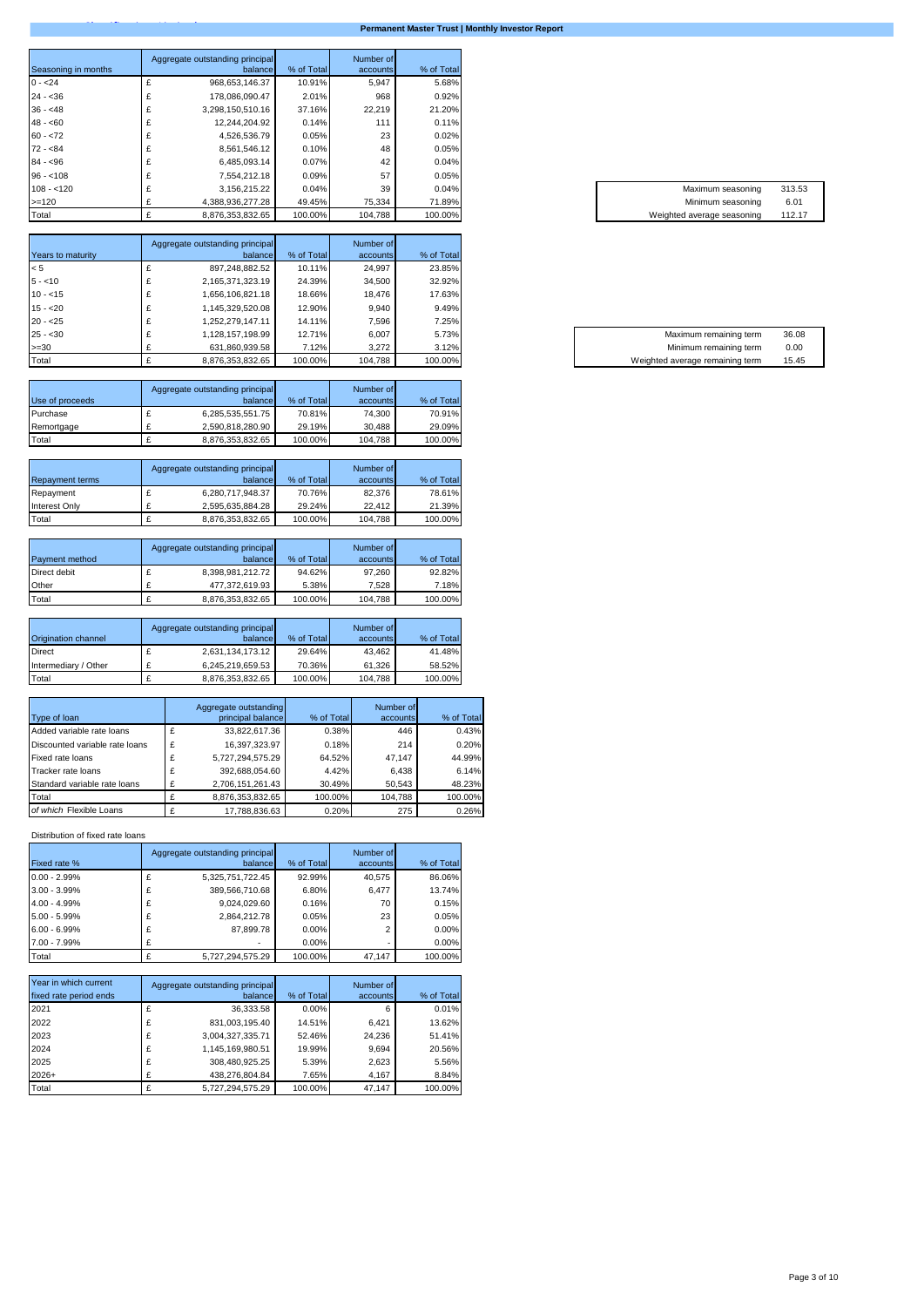| Seasoning in months | Aggregate outstanding principal balance | % of Total | Number of accounts | % of Total |
|---|---|---|---|---|
| 0 - <24 | £ 968,653,146.37 | 10.91% | 5,947 | 5.68% |
| 24 - <36 | £ 178,086,090.47 | 2.01% | 968 | 0.92% |
| 36 - <48 | £ 3,298,150,510.16 | 37.16% | 22,219 | 21.20% |
| 48 - <60 | £ 12,244,204.92 | 0.14% | 111 | 0.11% |
| 60 - <72 | £ 4,526,536.79 | 0.05% | 23 | 0.02% |
| 72 - <84 | £ 8,561,546.12 | 0.10% | 48 | 0.05% |
| 84 - <96 | £ 6,485,093.14 | 0.07% | 42 | 0.04% |
| 96 - <108 | £ 7,554,212.18 | 0.09% | 57 | 0.05% |
| 108 - <120 | £ 3,156,215.22 | 0.04% | 39 | 0.04% |
| >=120 | £ 4,388,936,277.28 | 49.45% | 75,334 | 71.89% |
| Total | £ 8,876,353,832.65 | 100.00% | 104,788 | 100.00% |

| | |
|---|---|
| Maximum seasoning | 313.53 |
| Minimum seasoning | 6.01 |
| Weighted average seasoning | 112.17 |

| Years to maturity | Aggregate outstanding principal balance | % of Total | Number of accounts | % of Total |
|---|---|---|---|---|
| < 5 | £ 897,248,882.52 | 10.11% | 24,997 | 23.85% |
| 5 - <10 | £ 2,165,371,323.19 | 24.39% | 34,500 | 32.92% |
| 10 - <15 | £ 1,656,106,821.18 | 18.66% | 18,476 | 17.63% |
| 15 - <20 | £ 1,145,329,520.08 | 12.90% | 9,940 | 9.49% |
| 20 - <25 | £ 1,252,279,147.11 | 14.11% | 7,596 | 7.25% |
| 25 - <30 | £ 1,128,157,198.99 | 12.71% | 6,007 | 5.73% |
| >=30 | £ 631,860,939.58 | 7.12% | 3,272 | 3.12% |
| Total | £ 8,876,353,832.65 | 100.00% | 104,788 | 100.00% |

| | |
|---|---|
| Maximum remaining term | 36.08 |
| Minimum remaining term | 0.00 |
| Weighted average remaining term | 15.45 |

| Use of proceeds | Aggregate outstanding principal balance | % of Total | Number of accounts | % of Total |
|---|---|---|---|---|
| Purchase | £ 6,285,535,551.75 | 70.81% | 74,300 | 70.91% |
| Remortgage | £ 2,590,818,280.90 | 29.19% | 30,488 | 29.09% |
| Total | £ 8,876,353,832.65 | 100.00% | 104,788 | 100.00% |

| Repayment terms | Aggregate outstanding principal balance | % of Total | Number of accounts | % of Total |
|---|---|---|---|---|
| Repayment | £ 6,280,717,948.37 | 70.76% | 82,376 | 78.61% |
| Interest Only | £ 2,595,635,884.28 | 29.24% | 22,412 | 21.39% |
| Total | £ 8,876,353,832.65 | 100.00% | 104,788 | 100.00% |

| Payment method | Aggregate outstanding principal balance | % of Total | Number of accounts | % of Total |
|---|---|---|---|---|
| Direct debit | £ 8,398,981,212.72 | 94.62% | 97,260 | 92.82% |
| Other | £ 477,372,619.93 | 5.38% | 7,528 | 7.18% |
| Total | £ 8,876,353,832.65 | 100.00% | 104,788 | 100.00% |

| Origination channel | Aggregate outstanding principal balance | % of Total | Number of accounts | % of Total |
|---|---|---|---|---|
| Direct | £ 2,631,134,173.12 | 29.64% | 43,462 | 41.48% |
| Intermediary / Other | £ 6,245,219,659.53 | 70.36% | 61,326 | 58.52% |
| Total | £ 8,876,353,832.65 | 100.00% | 104,788 | 100.00% |

| Type of loan | Aggregate outstanding principal balance | % of Total | Number of accounts | % of Total |
|---|---|---|---|---|
| Added variable rate loans | £ 33,822,617.36 | 0.38% | 446 | 0.43% |
| Discounted variable rate loans | £ 16,397,323.97 | 0.18% | 214 | 0.20% |
| Fixed rate loans | £ 5,727,294,575.29 | 64.52% | 47,147 | 44.99% |
| Tracker rate loans | £ 392,688,054.60 | 4.42% | 6,438 | 6.14% |
| Standard variable rate loans | £ 2,706,151,261.43 | 30.49% | 50,543 | 48.23% |
| Total | £ 8,876,353,832.65 | 100.00% | 104,788 | 100.00% |
| *of which* Flexible Loans | £ 17,788,836.63 | 0.20% | 275 | 0.26% |

Distribution of fixed rate loans

| Fixed rate % | Aggregate outstanding principal balance | % of Total | Number of accounts | % of Total |
|---|---|---|---|---|
| 0.00 - 2.99% | £ 5,325,751,722.45 | 92.99% | 40,575 | 86.06% |
| 3.00 - 3.99% | £ 389,566,710.68 | 6.80% | 6,477 | 13.74% |
| 4.00 - 4.99% | £ 9,024,029.60 | 0.16% | 70 | 0.15% |
| 5.00 - 5.99% | £ 2,864,212.78 | 0.05% | 23 | 0.05% |
| 6.00 - 6.99% | £ 87,899.78 | 0.00% | 2 | 0.00% |
| 7.00 - 7.99% | £ - | 0.00% | - | 0.00% |
| Total | £ 5,727,294,575.29 | 100.00% | 47,147 | 100.00% |

| Year in which current fixed rate period ends | Aggregate outstanding principal balance | % of Total | Number of accounts | % of Total |
|---|---|---|---|---|
| 2021 | £ 36,333.58 | 0.00% | 6 | 0.01% |
| 2022 | £ 831,003,195.40 | 14.51% | 6,421 | 13.62% |
| 2023 | £ 3,004,327,335.71 | 52.46% | 24,236 | 51.41% |
| 2024 | £ 1,145,169,980.51 | 19.99% | 9,694 | 20.56% |
| 2025 | £ 308,480,925.25 | 5.39% | 2,623 | 5.56% |
| 2026+ | £ 438,276,804.84 | 7.65% | 4,167 | 8.84% |
| Total | £ 5,727,294,575.29 | 100.00% | 47,147 | 100.00% |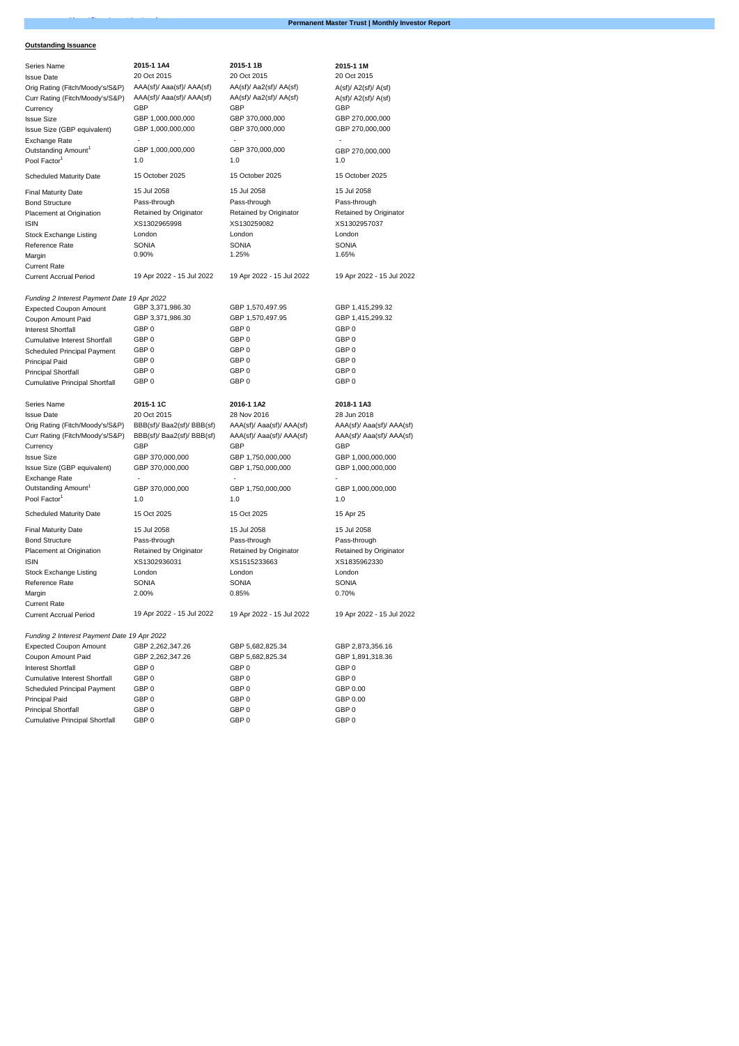**Outstanding Issuance**

| Series Name | 2015-1 1A4 | 2015-1 1B | 2015-1 1M |
|---|---|---|---|
| Issue Date | 20 Oct 2015 | 20 Oct 2015 | 20 Oct 2015 |
| Orig Rating (Fitch/Moody's/S&P) | AAA(sf)/ Aaa(sf)/ AAA(sf) | AA(sf)/ Aa2(sf)/ AA(sf) | A(sf)/ A2(sf)/ A(sf) |
| Curr Rating (Fitch/Moody's/S&P) | AAA(sf)/ Aaa(sf)/ AAA(sf) | AA(sf)/ Aa2(sf)/ AA(sf) | A(sf)/ A2(sf)/ A(sf) |
| Currency | GBP | GBP | GBP |
| Issue Size | GBP 1,000,000,000 | GBP 370,000,000 | GBP 270,000,000 |
| Issue Size (GBP equivalent) | GBP 1,000,000,000 | GBP 370,000,000 | GBP 270,000,000 |
| Exchange Rate | - | - | - |
| Outstanding Amount[1] | GBP 1,000,000,000 | GBP 370,000,000 | GBP 270,000,000 |
| Pool Factor[1] | 1.0 | 1.0 | 1.0 |
| Scheduled Maturity Date | 15 October 2025 | 15 October 2025 | 15 October 2025 |
| Final Maturity Date | 15 Jul 2058 | 15 Jul 2058 | 15 Jul 2058 |
| Bond Structure | Pass-through | Pass-through | Pass-through |
| Placement at Origination | Retained by Originator | Retained by Originator | Retained by Originator |
| ISIN | XS1302965998 | XS130259082 | XS1302957037 |
| Stock Exchange Listing | London | London | London |
| Reference Rate | SONIA | SONIA | SONIA |
| Margin | 0.90% | 1.25% | 1.65% |
| Current Rate | | | |
| Current Accrual Period | 19 Apr 2022 - 15 Jul 2022 | 19 Apr 2022 - 15 Jul 2022 | 19 Apr 2022 - 15 Jul 2022 |
| *Funding 2 Interest Payment Date 19 Apr 2022* | | | |
| Expected Coupon Amount | GBP 3,371,986.30 | GBP 1,570,497.95 | GBP 1,415,299.32 |
| Coupon Amount Paid | GBP 3,371,986.30 | GBP 1,570,497.95 | GBP 1,415,299.32 |
| Interest Shortfall | GBP 0 | GBP 0 | GBP 0 |
| Cumulative Interest Shortfall | GBP 0 | GBP 0 | GBP 0 |
| Scheduled Principal Payment | GBP 0 | GBP 0 | GBP 0 |
| Principal Paid | GBP 0 | GBP 0 | GBP 0 |
| Principal Shortfall | GBP 0 | GBP 0 | GBP 0 |
| Cumulative Principal Shortfall | GBP 0 | GBP 0 | GBP 0 |

| Series Name | 2015-1 1C | 2016-1 1A2 | 2018-1 1A3 |
|---|---|---|---|
| Issue Date | 20 Oct 2015 | 28 Nov 2016 | 28 Jun 2018 |
| Orig Rating (Fitch/Moody's/S&P) | BBB(sf)/ Baa2(sf)/ BBB(sf) | AAA(sf)/ Aaa(sf)/ AAA(sf) | AAA(sf)/ Aaa(sf)/ AAA(sf) |
| Curr Rating (Fitch/Moody's/S&P) | BBB(sf)/ Baa2(sf)/ BBB(sf) | AAA(sf)/ Aaa(sf)/ AAA(sf) | AAA(sf)/ Aaa(sf)/ AAA(sf) |
| Currency | GBP | GBP | GBP |
| Issue Size | GBP 370,000,000 | GBP 1,750,000,000 | GBP 1,000,000,000 |
| Issue Size (GBP equivalent) | GBP 370,000,000 | GBP 1,750,000,000 | GBP 1,000,000,000 |
| Exchange Rate | - | - | - |
| Outstanding Amount[1] | GBP 370,000,000 | GBP 1,750,000,000 | GBP 1,000,000,000 |
| Pool Factor[1] | 1.0 | 1.0 | 1.0 |
| Scheduled Maturity Date | 15 Oct 2025 | 15 Oct 2025 | 15 Apr 25 |
| Final Maturity Date | 15 Jul 2058 | 15 Jul 2058 | 15 Jul 2058 |
| Bond Structure | Pass-through | Pass-through | Pass-through |
| Placement at Origination | Retained by Originator | Retained by Originator | Retained by Originator |
| ISIN | XS1302936031 | XS1515233663 | XS1835962330 |
| Stock Exchange Listing | London | London | London |
| Reference Rate | SONIA | SONIA | SONIA |
| Margin | 2.00% | 0.85% | 0.70% |
| Current Rate | | | |
| Current Accrual Period | 19 Apr 2022 - 15 Jul 2022 | 19 Apr 2022 - 15 Jul 2022 | 19 Apr 2022 - 15 Jul 2022 |
| *Funding 2 Interest Payment Date 19 Apr 2022* | | | |
| Expected Coupon Amount | GBP 2,262,347.26 | GBP 5,682,825.34 | GBP 2,873,356.16 |
| Coupon Amount Paid | GBP 2,262,347.26 | GBP 5,682,825.34 | GBP 1,891,318.36 |
| Interest Shortfall | GBP 0 | GBP 0 | GBP 0 |
| Cumulative Interest Shortfall | GBP 0 | GBP 0 | GBP 0 |
| Scheduled Principal Payment | GBP 0 | GBP 0 | GBP 0.00 |
| Principal Paid | GBP 0 | GBP 0 | GBP 0.00 |
| Principal Shortfall | GBP 0 | GBP 0 | GBP 0 |
| Cumulative Principal Shortfall | GBP 0 | GBP 0 | GBP 0 |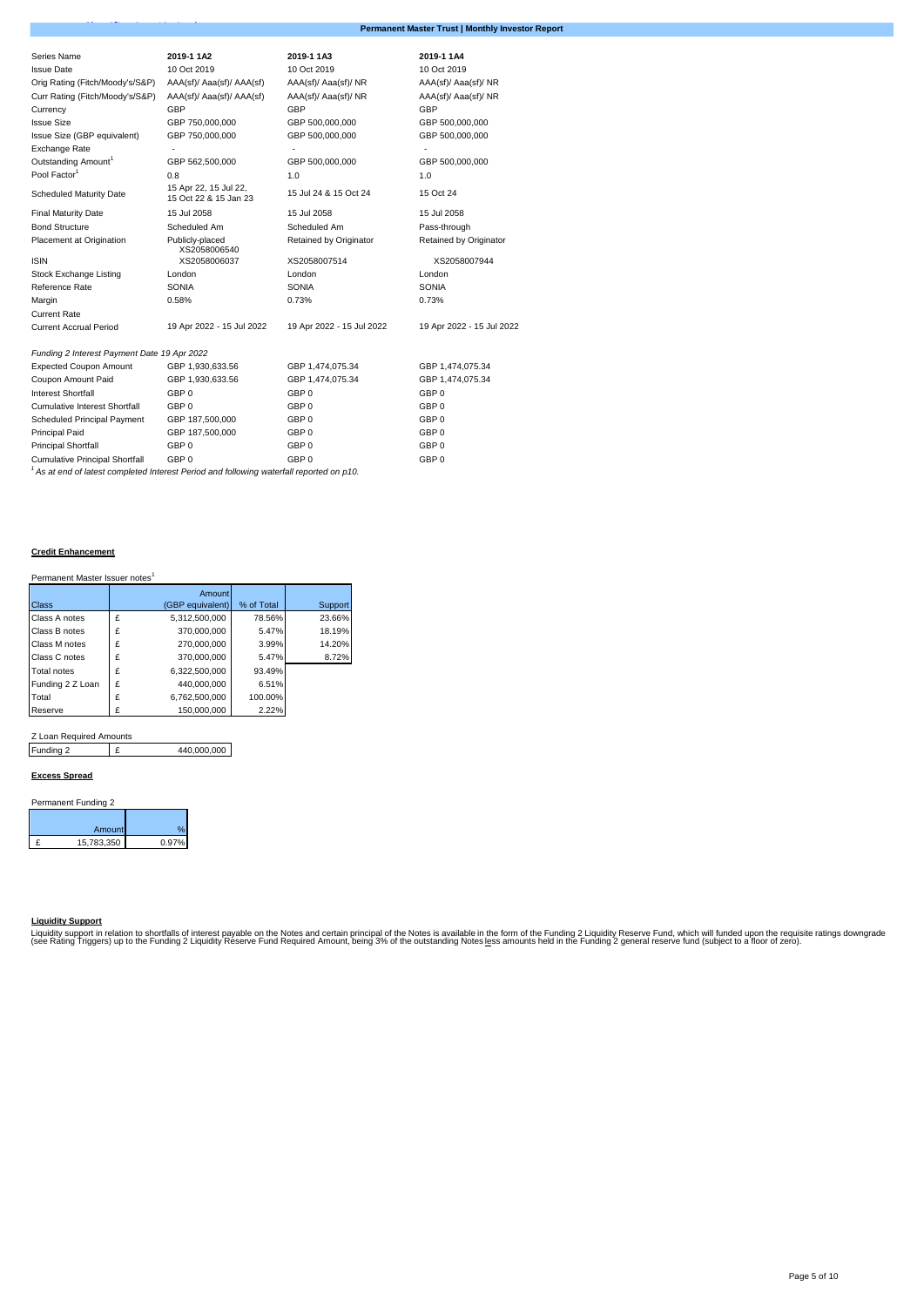| Series Name | 2019-1 1A2 | 2019-1 1A3 | 2019-1 1A4 |
|---|---|---|---|
| Issue Date | 10 Oct 2019 | 10 Oct 2019 | 10 Oct 2019 |
| Orig Rating (Fitch/Moody's/S&P) | AAA(sf)/ Aaa(sf)/ AAA(sf) | AAA(sf)/ Aaa(sf)/ NR | AAA(sf)/ Aaa(sf)/ NR |
| Curr Rating (Fitch/Moody's/S&P) | AAA(sf)/ Aaa(sf)/ AAA(sf) | AAA(sf)/ Aaa(sf)/ NR | AAA(sf)/ Aaa(sf)/ NR |
| Currency | GBP | GBP | GBP |
| Issue Size | GBP 750,000,000 | GBP 500,000,000 | GBP 500,000,000 |
| Issue Size (GBP equivalent) | GBP 750,000,000 | GBP 500,000,000 | GBP 500,000,000 |
| Exchange Rate | - | - | - |
| Outstanding Amount[1] | GBP 562,500,000 | GBP 500,000,000 | GBP 500,000,000 |
| Pool Factor[1] | 0.8 | 1.0 | 1.0 |
| Scheduled Maturity Date | 15 Apr 22, 15 Jul 22, 15 Oct 22 & 15 Jan 23 | 15 Jul 24 & 15 Oct 24 | 15 Oct 24 |
| Final Maturity Date | 15 Jul 2058 | 15 Jul 2058 | 15 Jul 2058 |
| Bond Structure | Scheduled Am | Scheduled Am | Pass-through |
| Placement at Origination | Publicly-placed XS2058006540 | Retained by Originator | Retained by Originator |
| ISIN | XS2058006037 | XS2058007514 | XS2058007944 |
| Stock Exchange Listing | London | London | London |
| Reference Rate | SONIA | SONIA | SONIA |
| Margin | 0.58% | 0.73% | 0.73% |
| Current Rate | | | |
| Current Accrual Period | 19 Apr 2022 - 15 Jul 2022 | 19 Apr 2022 - 15 Jul 2022 | 19 Apr 2022 - 15 Jul 2022 |

*Funding 2 Interest Payment Date 19 Apr 2022*

| | | | |
|---|---|---|---|
| Expected Coupon Amount | GBP 1,930,633.56 | GBP 1,474,075.34 | GBP 1,474,075.34 |
| Coupon Amount Paid | GBP 1,930,633.56 | GBP 1,474,075.34 | GBP 1,474,075.34 |
| Interest Shortfall | GBP 0 | GBP 0 | GBP 0 |
| Cumulative Interest Shortfall | GBP 0 | GBP 0 | GBP 0 |
| Scheduled Principal Payment | GBP 187,500,000 | GBP 0 | GBP 0 |
| Principal Paid | GBP 187,500,000 | GBP 0 | GBP 0 |
| Principal Shortfall | GBP 0 | GBP 0 | GBP 0 |
| Cumulative Principal Shortfall | GBP 0 | GBP 0 | GBP 0 |

*[1] As at end of latest completed Interest Period and following waterfall reported on p10.*

**Credit Enhancement**

Permanent Master Issuer notes[1]

| Class | | Amount (GBP equivalent) | % of Total | Support |
|---|---|---|---|---|
| Class A notes | £ | 5,312,500,000 | 78.56% | 23.66% |
| Class B notes | £ | 370,000,000 | 5.47% | 18.19% |
| Class M notes | £ | 270,000,000 | 3.99% | 14.20% |
| Class C notes | £ | 370,000,000 | 5.47% | 8.72% |
| Total notes | £ | 6,322,500,000 | 93.49% | |
| Funding 2 Z Loan | £ | 440,000,000 | 6.51% | |
| Total | £ | 6,762,500,000 | 100.00% | |
| Reserve | £ | 150,000,000 | 2.22% | |

Z Loan Required Amounts

| | | |
|---|---|---|
| Funding 2 | £ | 440,000,000 |

**Excess Spread**

Permanent Funding 2

| | Amount | % |
|---|---|---|
| £ | 15,783,350 | 0.97% |

**Liquidity Support**

Liquidity support in relation to shortfalls of interest payable on the Notes and certain principal of the Notes is available in the form of the Funding 2 Liquidity Reserve Fund, which will funded upon the requisite ratings downgrade (see Rating Triggers) up to the Funding 2 Liquidity Reserve Fund Required Amount, being 3% of the outstanding Notes less amounts held in the Funding 2 general reserve fund (subject to a floor of zero).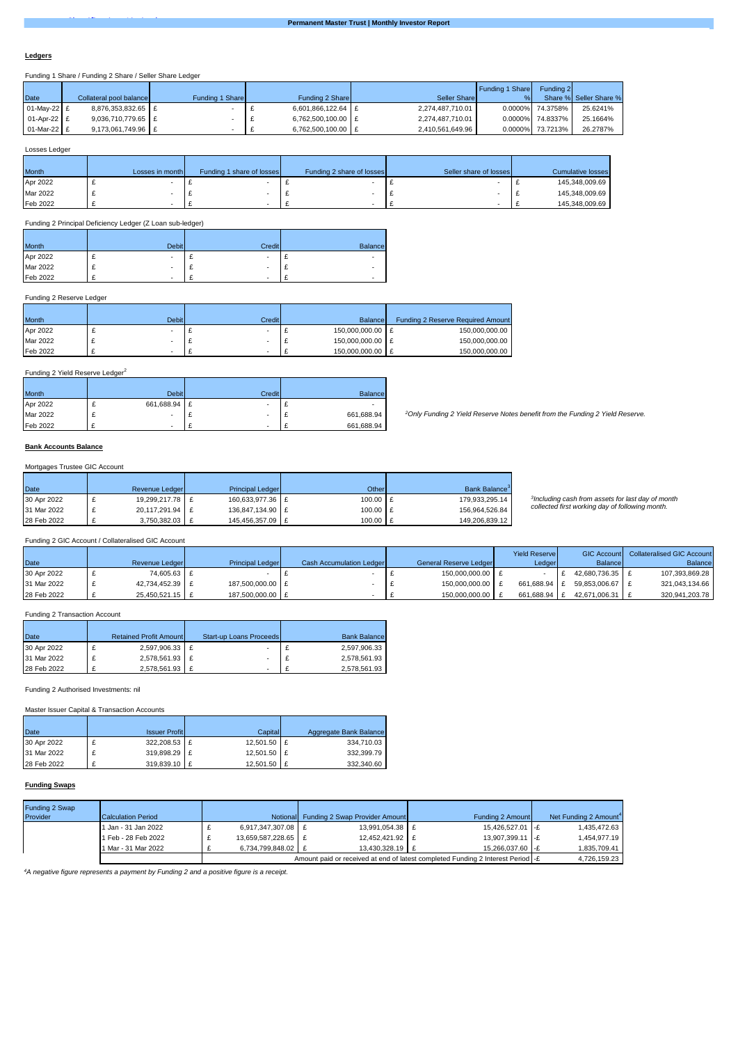## Ledgers

Funding 1 Share / Funding 2 Share / Seller Share Ledger

| Date | Collateral pool balance | Funding 1 Share | Funding 2 Share | Seller Share | Funding 1 Share % | Funding 2 Share % | Seller Share % |
|---|---|---|---|---|---|---|---|
| 01-May-22 | £ 8,876,353,832.65 | £ - | £ 6,601,866,122.64 | £ 2,274,487,710.01 | 0.0000% | 74.3758% | 25.6241% |
| 01-Apr-22 | £ 9,036,710,779.65 | £ - | £ 6,762,500,100.00 | £ 2,274,487,710.01 | 0.0000% | 74.8337% | 25.1664% |
| 01-Mar-22 | £ 9,173,061,749.96 | £ - | £ 6,762,500,100.00 | £ 2,410,561,649.96 | 0.0000% | 73.7213% | 26.2787% |

Losses Ledger

| Month | Losses in month | Funding 1 share of losses | Funding 2 share of losses | Seller share of losses | Cumulative losses |
|---|---|---|---|---|---|
| Apr 2022 | £ - | £ - | £ - | £ - | £ 145,348,009.69 |
| Mar 2022 | £ - | £ - | £ - | £ - | £ 145,348,009.69 |
| Feb 2022 | £ - | £ - | £ - | £ - | £ 145,348,009.69 |

Funding 2 Principal Deficiency Ledger (Z Loan sub-ledger)

| Month | Debit | Credit | Balance |
|---|---|---|---|
| Apr 2022 | £ - | £ - | £ - |
| Mar 2022 | £ - | £ - | £ - |
| Feb 2022 | £ - | £ - | £ - |

Funding 2 Reserve Ledger

| Month | Debit | Credit | Balance | Funding 2 Reserve Required Amount |
|---|---|---|---|---|
| Apr 2022 | £ - | £ - | £ 150,000,000.00 | £ 150,000,000.00 |
| Mar 2022 | £ - | £ - | £ 150,000,000.00 | £ 150,000,000.00 |
| Feb 2022 | £ - | £ - | £ 150,000,000.00 | £ 150,000,000.00 |

Funding 2 Yield Reserve Ledger[2]

| Month | Debit | Credit | Balance |
|---|---|---|---|
| Apr 2022 | £ 661,688.94 | £ - | £ - |
| Mar 2022 | £ - | £ - | £ 661,688.94 |
| Feb 2022 | £ - | £ - | £ 661,688.94 |

*[2]Only Funding 2 Yield Reserve Notes benefit from the Funding 2 Yield Reserve.*

## Bank Accounts Balance

Mortgages Trustee GIC Account

| Date | Revenue Ledger | Principal Ledger | Other | Bank Balance[3] |
|---|---|---|---|---|
| 30 Apr 2022 | £ 19,299,217.78 | £ 160,633,977.36 | £ 100.00 | £ 179,933,295.14 |
| 31 Mar 2022 | £ 20,117,291.94 | £ 136,847,134.90 | £ 100.00 | £ 156,964,526.84 |
| 28 Feb 2022 | £ 3,750,382.03 | £ 145,456,357.09 | £ 100.00 | £ 149,206,839.12 |

*[3]Including cash from assets for last day of month collected first working day of following month.*

Funding 2 GIC Account / Collateralised GIC Account

| Date | Revenue Ledger | Principal Ledger | Cash Accumulation Ledger | General Reserve Ledger | Yield Reserve Ledger | GIC Account Balance | Collateralised GIC Account Balance |
|---|---|---|---|---|---|---|---|
| 30 Apr 2022 | £ 74,605.63 | £ - | £ - | £ 150,000,000.00 | £ - | £ 42,680,736.35 | £ 107,393,869.28 |
| 31 Mar 2022 | £ 42,734,452.39 | £ 187,500,000.00 | £ - | £ 150,000,000.00 | £ 661,688.94 | £ 59,853,006.67 | £ 321,043,134.66 |
| 28 Feb 2022 | £ 25,450,521.15 | £ 187,500,000.00 | £ - | £ 150,000,000.00 | £ 661,688.94 | £ 42,671,006.31 | £ 320,941,203.78 |

Funding 2 Transaction Account

| Date | Retained Profit Amount | Start-up Loans Proceeds | Bank Balance |
|---|---|---|---|
| 30 Apr 2022 | £ 2,597,906.33 | £ - | £ 2,597,906.33 |
| 31 Mar 2022 | £ 2,578,561.93 | £ - | £ 2,578,561.93 |
| 28 Feb 2022 | £ 2,578,561.93 | £ - | £ 2,578,561.93 |

Funding 2 Authorised Investments: nil

Master Issuer Capital & Transaction Accounts

| Date | Issuer Profit | Capital | Aggregate Bank Balance |
|---|---|---|---|
| 30 Apr 2022 | £ 322,208.53 | £ 12,501.50 | £ 334,710.03 |
| 31 Mar 2022 | £ 319,898.29 | £ 12,501.50 | £ 332,399.79 |
| 28 Feb 2022 | £ 319,839.10 | £ 12,501.50 | £ 332,340.60 |

## Funding Swaps

| Funding 2 Swap Provider | Calculation Period | Notional | Funding 2 Swap Provider Amount | Funding 2 Amount | Net Funding 2 Amount[4] |
|---|---|---|---|---|---|
| | 1 Jan - 31 Jan 2022 | £ 6,917,347,307.08 | £ 13,991,054.38 | £ 15,426,527.01 | -£ 1,435,472.63 |
| | 1 Feb - 28 Feb 2022 | £ 13,659,587,228.65 | £ 12,452,421.92 | £ 13,907,399.11 | -£ 1,454,977.19 |
| | 1 Mar - 31 Mar 2022 | £ 6,734,799,848.02 | £ 13,430,328.19 | £ 15,266,037.60 | -£ 1,835,709.41 |
| | | Amount paid or received at end of latest completed Funding 2 Interest Period | | | -£ 4,726,159.23 |

*[4]A negative figure represents a payment by Funding 2 and a positive figure is a receipt.*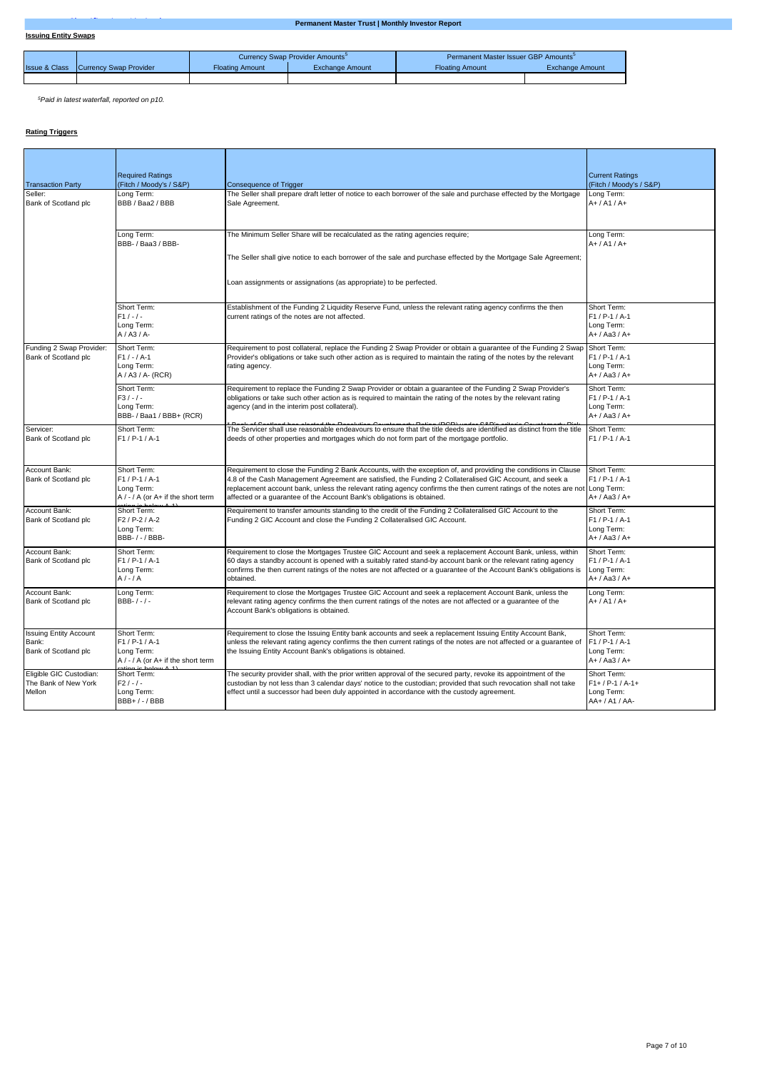**Issuing Entity Swaps**

| | | Currency Swap Provider Amounts[5] | | Permanent Master Issuer GBP Amounts[5] | |
|---|---|---|---|---|---|
| Issue & Class | Currency Swap Provider | Floating Amount | Exchange Amount | Floating Amount | Exchange Amount |
| | | | | | |

*[5]Paid in latest waterfall, reported on p10.*

**Rating Triggers**

| Transaction Party | Required Ratings (Fitch / Moody's / S&P) | Consequence of Trigger | Current Ratings (Fitch / Moody's / S&P) |
|---|---|---|---|
| Seller: Bank of Scotland plc | Long Term: BBB / Baa2 / BBB | The Seller shall prepare draft letter of notice to each borrower of the sale and purchase effected by the Mortgage Sale Agreement. | Long Term: A+ / A1 / A+ |
| | Long Term: BBB- / Baa3 / BBB- | The Minimum Seller Share will be recalculated as the rating agencies require; The Seller shall give notice to each borrower of the sale and purchase effected by the Mortgage Sale Agreement; Loan assignments or assignations (as appropriate) to be perfected. | Long Term: A+ / A1 / A+ |
| | Short Term: F1 / - / - Long Term: A / A3 / A- | Establishment of the Funding 2 Liquidity Reserve Fund, unless the relevant rating agency confirms the then current ratings of the notes are not affected. | Short Term: F1 / P-1 / A-1 Long Term: A+ / Aa3 / A+ |
| Funding 2 Swap Provider: Bank of Scotland plc | Short Term: F1 / - / A-1 Long Term: A / A3 / A- (RCR) | Requirement to post collateral, replace the Funding 2 Swap Provider or obtain a guarantee of the Funding 2 Swap Provider's obligations or take such other action as is required to maintain the rating of the notes by the relevant rating agency. | Short Term: F1 / P-1 / A-1 Long Term: A+ / Aa3 / A+ |
| | Short Term: F3 / - / - Long Term: BBB- / Baa1 / BBB+ (RCR) | Requirement to replace the Funding 2 Swap Provider or obtain a guarantee of the Funding 2 Swap Provider's obligations or take such other action as is required to maintain the rating of the notes by the relevant rating agency (and in the interim post collateral). ¹ Bank of Scotland has elected the Resolution Counterparty Rating (RCR) under S&P's criteria Counterparty Risk | Short Term: F1 / P-1 / A-1 Long Term: A+ / Aa3 / A+ |
| Servicer: Bank of Scotland plc | Short Term: F1 / P-1 / A-1 | The Servicer shall use reasonable endeavours to ensure that the title deeds are identified as distinct from the title deeds of other properties and mortgages which do not form part of the mortgage portfolio. | Short Term: F1 / P-1 / A-1 |
| Account Bank: Bank of Scotland plc | Short Term: F1 / P-1 / A-1 Long Term: A / - / A (or A+ if the short term rating is below A-1) | Requirement to close the Funding 2 Bank Accounts, with the exception of, and providing the conditions in Clause 4.8 of the Cash Management Agreement are satisfied, the Funding 2 Collateralised GIC Account, and seek a replacement account bank, unless the relevant rating agency confirms the then current ratings of the notes are not affected or a guarantee of the Account Bank's obligations is obtained. | Short Term: F1 / P-1 / A-1 Long Term: A+ / Aa3 / A+ |
| Account Bank: Bank of Scotland plc | Short Term: F2 / P-2 / A-2 Long Term: BBB- / - / BBB- | Requirement to transfer amounts standing to the credit of the Funding 2 Collateralised GIC Account to the Funding 2 GIC Account and close the Funding 2 Collateralised GIC Account. | Short Term: F1 / P-1 / A-1 Long Term: A+ / Aa3 / A+ |
| Account Bank: Bank of Scotland plc | Short Term: F1 / P-1 / A-1 Long Term: A / - / A | Requirement to close the Mortgages Trustee GIC Account and seek a replacement Account Bank, unless, within 60 days a standby account is opened with a suitably rated stand-by account bank or the relevant rating agency confirms the then current ratings of the notes are not affected or a guarantee of the Account Bank's obligations is obtained. | Short Term: F1 / P-1 / A-1 Long Term: A+ / Aa3 / A+ |
| Account Bank: Bank of Scotland plc | Long Term: BBB- / - / - | Requirement to close the Mortgages Trustee GIC Account and seek a replacement Account Bank, unless the relevant rating agency confirms the then current ratings of the notes are not affected or a guarantee of the Account Bank's obligations is obtained. | Long Term: A+ / A1 / A+ |
| Issuing Entity Account Bank: Bank of Scotland plc | Short Term: F1 / P-1 / A-1 Long Term: A / - / A (or A+ if the short term rating is below A-1) | Requirement to close the Issuing Entity bank accounts and seek a replacement Issuing Entity Account Bank, unless the relevant rating agency confirms the then current ratings of the notes are not affected or a guarantee of the Issuing Entity Account Bank's obligations is obtained. | Short Term: F1 / P-1 / A-1 Long Term: A+ / Aa3 / A+ |
| Eligible GIC Custodian: The Bank of New York Mellon | Short Term: F2 / - / - Long Term: BBB+ / - / BBB | The security provider shall, with the prior written approval of the secured party, revoke its appointment of the custodian by not less than 3 calendar days' notice to the custodian; provided that such revocation shall not take effect until a successor had been duly appointed in accordance with the custody agreement. | Short Term: F1+ / P-1 / A-1+ Long Term: AA+ / A1 / AA- |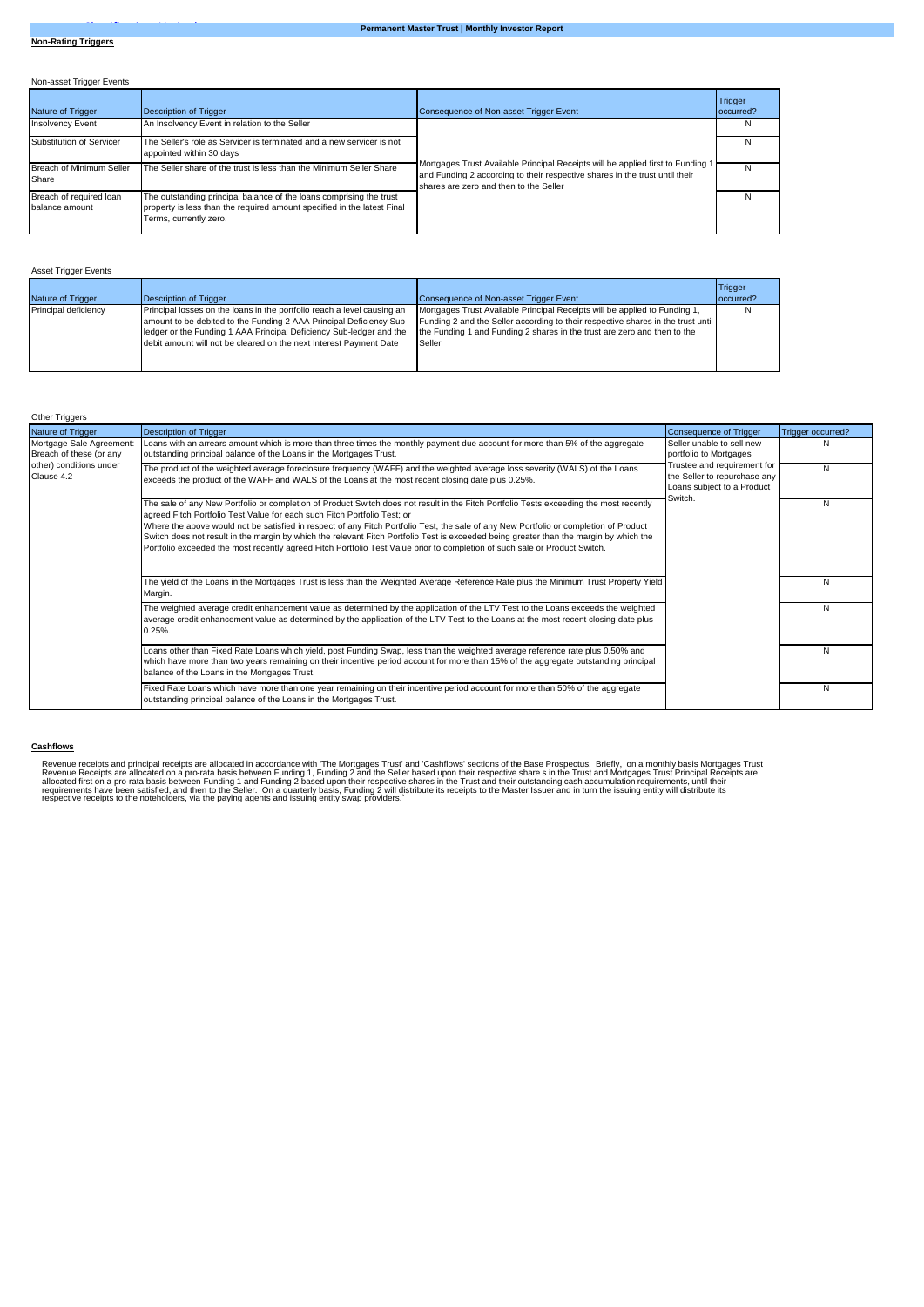**Non-Rating Triggers**

Non-asset Trigger Events

| Nature of Trigger | Description of Trigger | Consequence of Non-asset Trigger Event | Trigger occurred? |
|---|---|---|---|
| Insolvency Event | An Insolvency Event in relation to the Seller | Mortgages Trust Available Principal Receipts will be applied first to Funding 1 and Funding 2 according to their respective shares in the trust until their shares are zero and then to the Seller | N |
| Substitution of Servicer | The Seller's role as Servicer is terminated and a new servicer is not appointed within 30 days | | N |
| Breach of Minimum Seller Share | The Seller share of the trust is less than the Minimum Seller Share | | N |
| Breach of required loan balance amount | The outstanding principal balance of the loans comprising the trust property is less than the required amount specified in the latest Final Terms, currently zero. | | N |

Asset Trigger Events

| Nature of Trigger | Description of Trigger | Consequence of Non-asset Trigger Event | Trigger occurred? |
|---|---|---|---|
| Principal deficiency | Principal losses on the loans in the portfolio reach a level causing an amount to be debited to the Funding 2 AAA Principal Deficiency Sub-ledger or the Funding 1 AAA Principal Deficiency Sub-ledger and the debit amount will not be cleared on the next Interest Payment Date | Mortgages Trust Available Principal Receipts will be applied to Funding 1, Funding 2 and the Seller according to their respective shares in the trust until the Funding 1 and Funding 2 shares in the trust are zero and then to the Seller | N |

Other Triggers

| Nature of Trigger | Description of Trigger | Consequence of Trigger | Trigger occurred? |
|---|---|---|---|
| Mortgage Sale Agreement: Breach of these (or any other) conditions under Clause 4.2 | Loans with an arrears amount which is more than three times the monthly payment due account for more than 5% of the aggregate outstanding principal balance of the Loans in the Mortgages Trust. | Seller unable to sell new portfolio to Mortgages Trustee and requirement for the Seller to repurchase any Loans subject to a Product Switch. | N |
| | The product of the weighted average foreclosure frequency (WAFF) and the weighted average loss severity (WALS) of the Loans exceeds the product of the WAFF and WALS of the Loans at the most recent closing date plus 0.25%. | | N |
| | The sale of any New Portfolio or completion of Product Switch does not result in the Fitch Portfolio Tests exceeding the most recently agreed Fitch Portfolio Test Value for each such Fitch Portfolio Test; or<br>Where the above would not be satisfied in respect of any Fitch Portfolio Test, the sale of any New Portfolio or completion of Product Switch does not result in the margin by which the relevant Fitch Portfolio Test is exceeded being greater than the margin by which the Portfolio exceeded the most recently agreed Fitch Portfolio Test Value prior to completion of such sale or Product Switch. | | N |
| | The yield of the Loans in the Mortgages Trust is less than the Weighted Average Reference Rate plus the Minimum Trust Property Yield Margin. | | N |
| | The weighted average credit enhancement value as determined by the application of the LTV Test to the Loans exceeds the weighted average credit enhancement value as determined by the application of the LTV Test to the Loans at the most recent closing date plus 0.25%. | | N |
| | Loans other than Fixed Rate Loans which yield, post Funding Swap, less than the weighted average reference rate plus 0.50% and which have more than two years remaining on their incentive period account for more than 15% of the aggregate outstanding principal balance of the Loans in the Mortgages Trust. | | N |
| | Fixed Rate Loans which have more than one year remaining on their incentive period account for more than 50% of the aggregate outstanding principal balance of the Loans in the Mortgages Trust. | | N |

**Cashflows**

Revenue receipts and principal receipts are allocated in accordance with 'The Mortgages Trust' and 'Cashflows' sections of the Base Prospectus. Briefly, on a monthly basis Mortgages Trust Revenue Receipts are allocated on a pro-rata basis between Funding 1, Funding 2 and the Seller based upon their respective share s in the Trust and Mortgages Trust Principal Receipts are allocated first on a pro-rata basis between Funding 1 and Funding 2 based upon their respective shares in the Trust and their outstanding cash accumulation requirements, until their requirements have been satisfied, and then to the Seller. On a quarterly basis, Funding 2 will distribute its receipts to the Master Issuer and in turn the issuing entity will distribute its respective receipts to the noteholders, via the paying agents and issuing entity swap providers.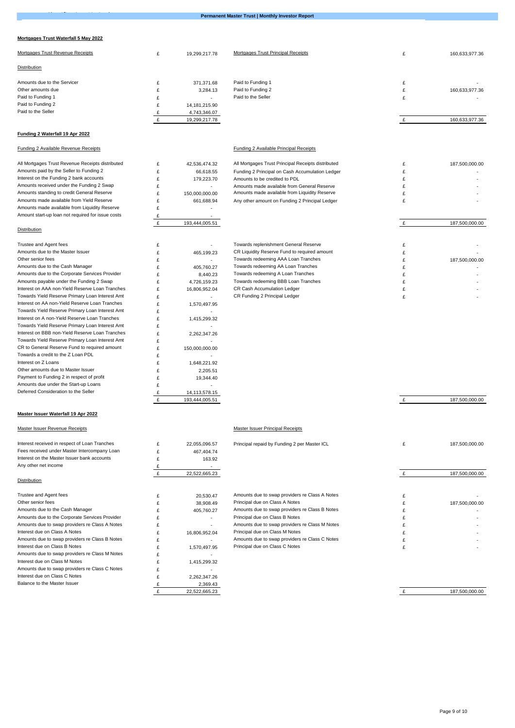**Mortgages Trust Waterfall 5 May 2022**

| Mortgages Trust Revenue Receipts | £ | 19,299,217.78 | Mortgages Trust Principal Receipts | £ | 160,633,977.36 |
|---|---|---|---|---|---|
| Distribution | | | | | |
| Amounts due to the Servicer | £ | 371,371.68 | Paid to Funding 1 | £ | - |
| Other amounts due | £ | 3,284.13 | Paid to Funding 2 | £ | 160,633,977.36 |
| Paid to Funding 1 | £ | - | Paid to the Seller | £ | - |
| Paid to Funding 2 | £ | 14,181,215.90 | | | |
| Paid to the Seller | £ | 4,743,346.07 | | | |
| | £ | 19,299,217.78 | | £ | 160,633,977.36 |

**Funding 2 Waterfall 19 Apr 2022**

| Funding 2 Available Revenue Receipts | | | Funding 2 Available Principal Receipts | | |
|---|---|---|---|---|---|
| All Mortgages Trust Revenue Receipts distributed | £ | 42,536,474.32 | All Mortgages Trust Principal Receipts distributed | £ | 187,500,000.00 |
| Amounts paid by the Seller to Funding 2 | £ | 66,618.55 | Funding 2 Principal on Cash Accumulation Ledger | £ | - |
| Interest on the Funding 2 bank accounts | £ | 179,223.70 | Amounts to be credited to PDL | £ | - |
| Amounts received under the Funding 2 Swap | £ | - | Amounts made available from General Reserve | £ | - |
| Amounts standing to credit General Reserve | £ | 150,000,000.00 | Amounts made available from Liquidity Reserve | £ | - |
| Amounts made available from Yield Reserve | £ | 661,688.94 | Any other amount on Funding 2 Principal Ledger | £ | - |
| Amounts made available from Liquidity Reserve | £ | - | | | |
| Amount start-up loan not required for issue costs | £ | - | | | |
| | £ | 193,444,005.51 | | £ | 187,500,000.00 |
| Distribution | | | | | |
| Trustee and Agent fees | £ | - | Towards replenishment General Reserve | £ | - |
| Amounts due to the Master Issuer | £ | 465,199.23 | CR Liquidity Reserve Fund to required amount | £ | - |
| Other senior fees | £ | - | Towards redeeming AAA Loan Tranches | £ | 187,500,000.00 |
| Amounts due to the Cash Manager | £ | 405,760.27 | Towards redeeming AA Loan Tranches | £ | - |
| Amounts due to the Corporate Services Provider | £ | 8,440.23 | Towards redeeming A Loan Tranches | £ | - |
| Amounts payable under the Funding 2 Swap | £ | 4,726,159.23 | Towards redeeming BBB Loan Tranches | £ | - |
| Interest on AAA non-Yield Reserve Loan Tranches | £ | 16,806,952.04 | CR Cash Accumulation Ledger | £ | - |
| Towards Yield Reserve Primary Loan Interest Amt | £ | - | CR Funding 2 Principal Ledger | £ | - |
| Interest on AA non-Yield Reserve Loan Tranches | £ | 1,570,497.95 | | | |
| Towards Yield Reserve Primary Loan Interest Amt | £ | - | | | |
| Interest on A non-Yield Reserve Loan Tranches | £ | 1,415,299.32 | | | |
| Towards Yield Reserve Primary Loan Interest Amt | £ | - | | | |
| Interest on BBB non-Yield Reserve Loan Tranches | £ | 2,262,347.26 | | | |
| Towards Yield Reserve Primary Loan Interest Amt | £ | - | | | |
| CR to General Reserve Fund to required amount | £ | 150,000,000.00 | | | |
| Towards a credit to the Z Loan PDL | £ | - | | | |
| Interest on Z Loans | £ | 1,648,221.92 | | | |
| Other amounts due to Master Issuer | £ | 2,205.51 | | | |
| Payment to Funding 2 in respect of profit | £ | 19,344.40 | | | |
| Amounts due under the Start-up Loans | £ | - | | | |
| Deferred Consideration to the Seller | £ | 14,113,578.15 | | | |
| | £ | 193,444,005.51 | | £ | 187,500,000.00 |

**Master Issuer Waterfall 19 Apr 2022**

| Master Issuer Revenue Receipts | | | Master Issuer Principal Receipts | | |
|---|---|---|---|---|---|
| Interest received in respect of Loan Tranches | £ | 22,055,096.57 | Principal repaid by Funding 2 per Master ICL | £ | 187,500,000.00 |
| Fees received under Master Intercompany Loan | £ | 467,404.74 | | | |
| Interest on the Master Issuer bank accounts | £ | 163.92 | | | |
| Any other net income | £ | - | | | |
| | £ | 22,522,665.23 | | £ | 187,500,000.00 |
| Distribution | | | | | |
| Trustee and Agent fees | £ | 20,530.47 | Amounts due to swap providers re Class A Notes | £ | - |
| Other senior fees | £ | 38,908.49 | Principal due on Class A Notes | £ | 187,500,000.00 |
| Amounts due to the Cash Manager | £ | 405,760.27 | Amounts due to swap providers re Class B Notes | £ | - |
| Amounts due to the Corporate Services Provider | £ | - | Principal due on Class B Notes | £ | - |
| Amounts due to swap providers re Class A Notes | £ | - | Amounts due to swap providers re Class M Notes | £ | - |
| Interest due on Class A Notes | £ | 16,806,952.04 | Principal due on Class M Notes | £ | - |
| Amounts due to swap providers re Class B Notes | £ | - | Amounts due to swap providers re Class C Notes | £ | - |
| Interest due on Class B Notes | £ | 1,570,497.95 | Principal due on Class C Notes | £ | - |
| Amounts due to swap providers re Class M Notes | £ | - | | | |
| Interest due on Class M Notes | £ | 1,415,299.32 | | | |
| Amounts due to swap providers re Class C Notes | £ | - | | | |
| Interest due on Class C Notes | £ | 2,262,347.26 | | | |
| Balance to the Master Issuer | £ | 2,369.43 | | | |
| | £ | 22,522,665.23 | | £ | 187,500,000.00 |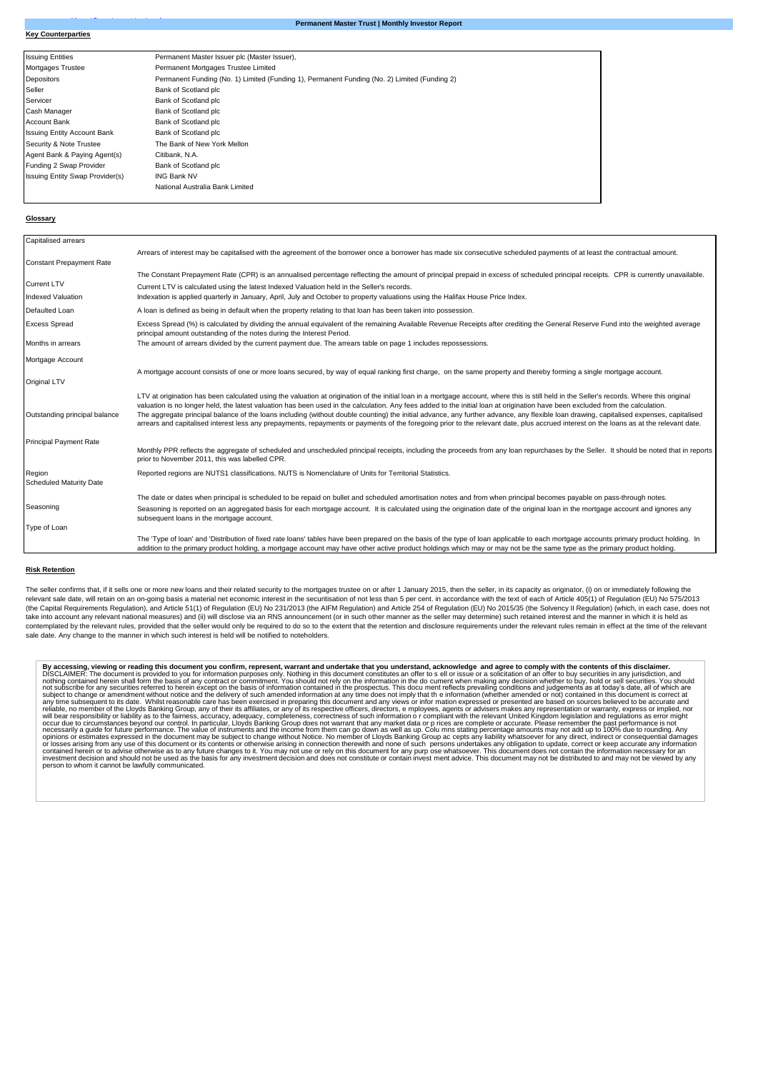## Key Counterparties

| | |
|---|---|
| Issuing Entities | Permanent Master Issuer plc (Master Issuer), |
| Mortgages Trustee | Permanent Mortgages Trustee Limited |
| Depositors | Permanent Funding (No. 1) Limited (Funding 1), Permanent Funding (No. 2) Limited (Funding 2) |
| Seller | Bank of Scotland plc |
| Servicer | Bank of Scotland plc |
| Cash Manager | Bank of Scotland plc |
| Account Bank | Bank of Scotland plc |
| Issuing Entity Account Bank | Bank of Scotland plc |
| Security & Note Trustee | The Bank of New York Mellon |
| Agent Bank & Paying Agent(s) | Citibank, N.A. |
| Funding 2 Swap Provider | Bank of Scotland plc |
| Issuing Entity Swap Provider(s) | ING Bank NV |
| | National Australia Bank Limited |

## Glossary

| | |
|---|---|
| Capitalised arrears | Arrears of interest may be capitalised with the agreement of the borrower once a borrower has made six consecutive scheduled payments of at least the contractual amount. |
| Constant Prepayment Rate | The Constant Prepayment Rate (CPR) is an annualised percentage reflecting the amount of principal prepaid in excess of scheduled principal receipts. CPR is currently unavailable. |
| Current LTV | Current LTV is calculated using the latest Indexed Valuation held in the Seller's records. |
| Indexed Valuation | Indexation is applied quarterly in January, April, July and October to property valuations using the Halifax House Price Index. |
| Defaulted Loan | A loan is defined as being in default when the property relating to that loan has been taken into possession. |
| Excess Spread | Excess Spread (%) is calculated by dividing the annual equivalent of the remaining Available Revenue Receipts after crediting the General Reserve Fund into the weighted average principal amount outstanding of the notes during the Interest Period. |
| Months in arrears | The amount of arrears divided by the current payment due. The arrears table on page 1 includes repossessions. |
| Mortgage Account | A mortgage account consists of one or more loans secured, by way of equal ranking first charge, on the same property and thereby forming a single mortgage account. |
| Original LTV | LTV at origination has been calculated using the valuation at origination of the initial loan in a mortgage account, where this is still held in the Seller's records. Where this original valuation is no longer held, the latest valuation has been used in the calculation. Any fees added to the initial loan at origination have been excluded from the calculation. |
| Outstanding principal balance | The aggregate principal balance of the loans including (without double counting) the initial advance, any further advance, any flexible loan drawing, capitalised expenses, capitalised arrears and capitalised interest less any prepayments, repayments or payments of the foregoing prior to the relevant date, plus accrued interest on the loans as at the relevant date. |
| Principal Payment Rate | Monthly PPR reflects the aggregate of scheduled and unscheduled principal receipts, including the proceeds from any loan repurchases by the Seller. It should be noted that in reports prior to November 2011, this was labelled CPR. |
| Region | Reported regions are NUTS1 classifications. NUTS is Nomenclature of Units for Territorial Statistics. |
| Scheduled Maturity Date | The date or dates when principal is scheduled to be repaid on bullet and scheduled amortisation notes and from when principal becomes payable on pass-through notes. |
| Seasoning | Seasoning is reported on an aggregated basis for each mortgage account. It is calculated using the origination date of the original loan in the mortgage account and ignores any subsequent loans in the mortgage account. |
| Type of Loan | The 'Type of loan' and 'Distribution of fixed rate loans' tables have been prepared on the basis of the type of loan applicable to each mortgage accounts primary product holding. In addition to the primary product holding, a mortgage account may have other active product holdings which may or may not be the same type as the primary product holding. |

## Risk Retention

The seller confirms that, if it sells one or more new loans and their related security to the mortgages trustee on or after 1 January 2015, then the seller, in its capacity as originator, (i) on or immediately following the relevant sale date, will retain on an on-going basis a material net economic interest in the securitisation of not less than 5 per cent. in accordance with the text of each of Article 405(1) of Regulation (EU) No 575/2013 (the Capital Requirements Regulation), and Article 51(1) of Regulation (EU) No 231/2013 (the AIFM Regulation) and Article 254 of Regulation (EU) No 2015/35 (the Solvency II Regulation) (which, in each case, does not take into account any relevant national measures) and (ii) will disclose via an RNS announcement (or in such other manner as the seller may determine) such retained interest and the manner in which it is held as contemplated by the relevant rules, provided that the seller would only be required to do so to the extent that the retention and disclosure requirements under the relevant rules remain in effect at the time of the relevant sale date. Any change to the manner in which such interest is held will be notified to noteholders.

**By accessing, viewing or reading this document you confirm, represent, warrant and undertake that you understand, acknowledge and agree to comply with the contents of this disclaimer.**
DISCLAIMER: The document is provided to you for information purposes only. Nothing in this document constitutes an offer to s ell or issue or a solicitation of an offer to buy securities in any jurisdiction, and nothing contained herein shall form the basis of any contract or commitment. You should not rely on the information in the do cument when making any decision whether to buy, hold or sell securities. You should not subscribe for any securities referred to herein except on the basis of information contained in the prospectus. This docu ment reflects prevailing conditions and judgements as at today's date, all of which are subject to change or amendment without notice and the delivery of such amended information at any time does not imply that th e information (whether amended or not) contained in this document is correct at any time subsequent to its date. Whilst reasonable care has been exercised in preparing this document and any views or infor mation expressed or presented are based on sources believed to be accurate and reliable, no member of the Lloyds Banking Group, any of their its affiliates, or any of its respective officers, directors, e mployees, agents or advisers makes any representation or warranty, express or implied, nor will bear responsibility or liability as to the fairness, accuracy, adequacy, completeness, correctness of such information o r compliant with the relevant United Kingdom legislation and regulations as error might occur due to circumstances beyond our control. In particular, Lloyds Banking Group does not warrant that any market data or p rices are complete or accurate. Please remember the past performance is not necessarily a guide for future performance. The value of instruments and the income from them can go down as well as up. Colu mns stating percentage amounts may not add up to 100% due to rounding. Any opinions or estimates expressed in the document may be subject to change without Notice. No member of Lloyds Banking Group ac cepts any liability whatsoever for any direct, indirect or consequential damages or losses arising from any use of this document or its contents or otherwise arising in connection therewith and none of such persons undertakes any obligation to update, correct or keep accurate any information contained herein or to advise otherwise as to any future changes to it. You may not use or rely on this document for any purp ose whatsoever. This document does not contain the information necessary for an investment decision and should not be used as the basis for any investment decision and does not constitute or contain invest ment advice. This document may not be distributed to and may not be viewed by any person to whom it cannot be lawfully communicated.